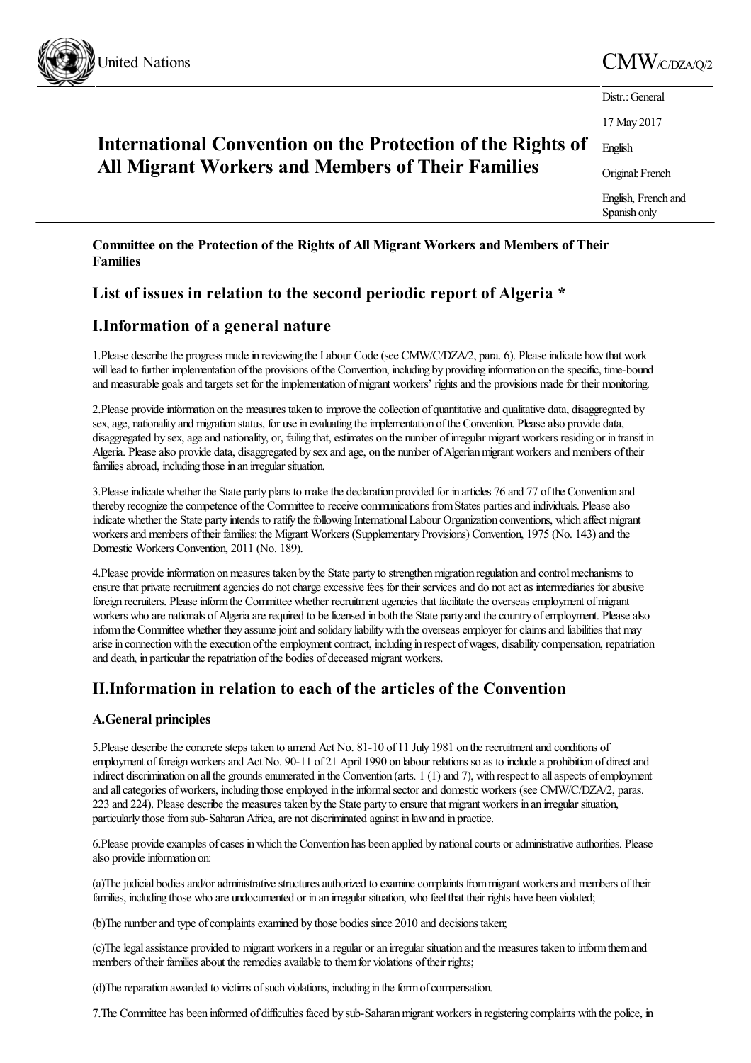United Nations

CMW/C/DZA/Q/2

Distr.: General

17 May 2017

English

Original: French

English, French and Spanish only

# International Convention on the Protection of the Rights of All Migrant Workers and Members of Their Families

**Committee on the Protection of the Rights of All Migrant Workers and Members of Their Families**

## List of issues in relation to the second periodic report of Algeria *

## I. Information of a general nature

1. Please describe the progress made in reviewing the Labour Code (see CMW/C/DZA/2, para. 6). Please indicate how that work will lead to further implementation of the provisions of the Convention, including by providing information on the specific, time-bound and measurable goals and targets set for the implementation of migrant workers' rights and the provisions made for their monitoring.

2. Please provide information on the measures taken to improve the collection of quantitative and qualitative data, disaggregated by sex, age, nationality and migration status, for use in evaluating the implementation of the Convention. Please also provide data, disaggregated by sex, age and nationality, or, failing that, estimates on the number of irregular migrant workers residing or in transit in Algeria. Please also provide data, disaggregated by sex and age, on the number of Algerian migrant workers and members of their families abroad, including those in an irregular situation.

3. Please indicate whether the State party plans to make the declaration provided for in articles 76 and 77 of the Convention and thereby recognize the competence of the Committee to receive communications from States parties and individuals. Please also indicate whether the State party intends to ratify the following International Labour Organization conventions, which affect migrant workers and members of their families: the Migrant Workers (Supplementary Provisions) Convention, 1975 (No. 143) and the Domestic Workers Convention, 2011 (No. 189).

4. Please provide information on measures taken by the State party to strengthen migration regulation and control mechanisms to ensure that private recruitment agencies do not charge excessive fees for their services and do not act as intermediaries for abusive foreign recruiters. Please inform the Committee whether recruitment agencies that facilitate the overseas employment of migrant workers who are nationals of Algeria are required to be licensed in both the State party and the country of employment. Please also inform the Committee whether they assume joint and solidary liability with the overseas employer for claims and liabilities that may arise in connection with the execution of the employment contract, including in respect of wages, disability compensation, repatriation and death, in particular the repatriation of the bodies of deceased migrant workers.

## II. Information in relation to each of the articles of the Convention

### A. General principles

5. Please describe the concrete steps taken to amend Act No. 81-10 of 11 July 1981 on the recruitment and conditions of employment of foreign workers and Act No. 90-11 of 21 April 1990 on labour relations so as to include a prohibition of direct and indirect discrimination on all the grounds enumerated in the Convention (arts. 1 (1) and 7), with respect to all aspects of employment and all categories of workers, including those employed in the informal sector and domestic workers (see CMW/C/DZA/2, paras. 223 and 224). Please describe the measures taken by the State party to ensure that migrant workers in an irregular situation, particularly those from sub-Saharan Africa, are not discriminated against in law and in practice.

6. Please provide examples of cases in which the Convention has been applied by national courts or administrative authorities. Please also provide information on:

(a) The judicial bodies and/or administrative structures authorized to examine complaints from migrant workers and members of their families, including those who are undocumented or in an irregular situation, who feel that their rights have been violated;

(b) The number and type of complaints examined by those bodies since 2010 and decisions taken;

(c) The legal assistance provided to migrant workers in a regular or an irregular situation and the measures taken to inform them and members of their families about the remedies available to them for violations of their rights;

(d) The reparation awarded to victims of such violations, including in the form of compensation.

7. The Committee has been informed of difficulties faced by sub-Saharan migrant workers in registering complaints with the police, in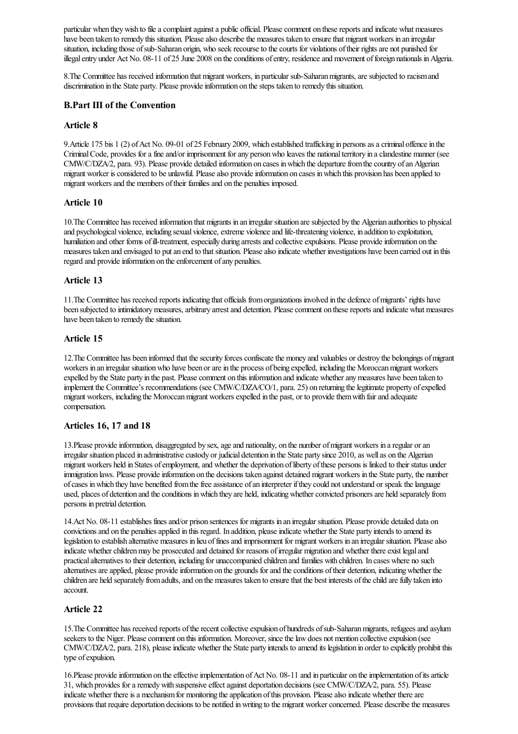particular when they wish to file a complaint against a public official. Please comment on these reports and indicate what measures have been taken to remedy this situation. Please also describe the measures taken to ensure that migrant workers in an irregular situation, including those of sub-Saharan origin, who seek recourse to the courts for violations of their rights are not punished for illegal entry under Act No. 08-11 of 25 June 2008 on the conditions of entry, residence and movement of foreign nationals in Algeria.

8.The Committee has received information that migrant workers, in particular sub-Saharan migrants, are subjected to racism and discrimination in the State party. Please provide information on the steps taken to remedy this situation.

## B.Part III of the Convention

### Article 8

9.Article 175 bis 1 (2) of Act No. 09-01 of 25 February 2009, which established trafficking in persons as a criminal offence in the Criminal Code, provides for a fine and/or imprisonment for any person who leaves the national territory in a clandestine manner (see CMW/C/DZA/2, para. 93). Please provide detailed information on cases in which the departure from the country of an Algerian migrant worker is considered to be unlawful. Please also provide information on cases in which this provision has been applied to migrant workers and the members of their families and on the penalties imposed.

### Article 10

10.The Committee has received information that migrants in an irregular situation are subjected by the Algerian authorities to physical and psychological violence, including sexual violence, extreme violence and life-threatening violence, in addition to exploitation, humiliation and other forms of ill-treatment, especially during arrests and collective expulsions. Please provide information on the measures taken and envisaged to put an end to that situation. Please also indicate whether investigations have been carried out in this regard and provide information on the enforcement of any penalties.

### Article 13

11.The Committee has received reports indicating that officials from organizations involved in the defence of migrants' rights have been subjected to intimidatory measures, arbitrary arrest and detention. Please comment on these reports and indicate what measures have been taken to remedy the situation.

### Article 15

12.The Committee has been informed that the security forces confiscate the money and valuables or destroy the belongings of migrant workers in an irregular situation who have been or are in the process of being expelled, including the Moroccan migrant workers expelled by the State party in the past. Please comment on this information and indicate whether any measures have been taken to implement the Committee's recommendations (see CMW/C/DZA/CO/1, para. 25) on returning the legitimate property of expelled migrant workers, including the Moroccan migrant workers expelled in the past, or to provide them with fair and adequate compensation.

### Articles 16, 17 and 18

13.Please provide information, disaggregated by sex, age and nationality, on the number of migrant workers in a regular or an irregular situation placed in administrative custody or judicial detention in the State party since 2010, as well as on the Algerian migrant workers held in States of employment, and whether the deprivation of liberty of these persons is linked to their status under immigration laws. Please provide information on the decisions taken against detained migrant workers in the State party, the number of cases in which they have benefited from the free assistance of an interpreter if they could not understand or speak the language used, places of detention and the conditions in which they are held, indicating whether convicted prisoners are held separately from persons in pretrial detention.

14.Act No. 08-11 establishes fines and/or prison sentences for migrants in an irregular situation. Please provide detailed data on convictions and on the penalties applied in this regard. In addition, please indicate whether the State party intends to amend its legislation to establish alternative measures in lieu of fines and imprisonment for migrant workers in an irregular situation. Please also indicate whether children may be prosecuted and detained for reasons of irregular migration and whether there exist legal and practical alternatives to their detention, including for unaccompanied children and families with children. In cases where no such alternatives are applied, please provide information on the grounds for and the conditions of their detention, indicating whether the children are held separately from adults, and on the measures taken to ensure that the best interests of the child are fully taken into account.

### Article 22

15.The Committee has received reports of the recent collective expulsion of hundreds of sub-Saharan migrants, refugees and asylum seekers to the Niger. Please comment on this information. Moreover, since the law does not mention collective expulsion (see CMW/C/DZA/2, para. 218), please indicate whether the State party intends to amend its legislation in order to explicitly prohibit this type of expulsion.

16.Please provide information on the effective implementation of Act No. 08-11 and in particular on the implementation of its article 31, which provides for a remedy with suspensive effect against deportation decisions (see CMW/C/DZA/2, para. 55). Please indicate whether there is a mechanism for monitoring the application of this provision. Please also indicate whether there are provisions that require deportation decisions to be notified in writing to the migrant worker concerned. Please describe the measures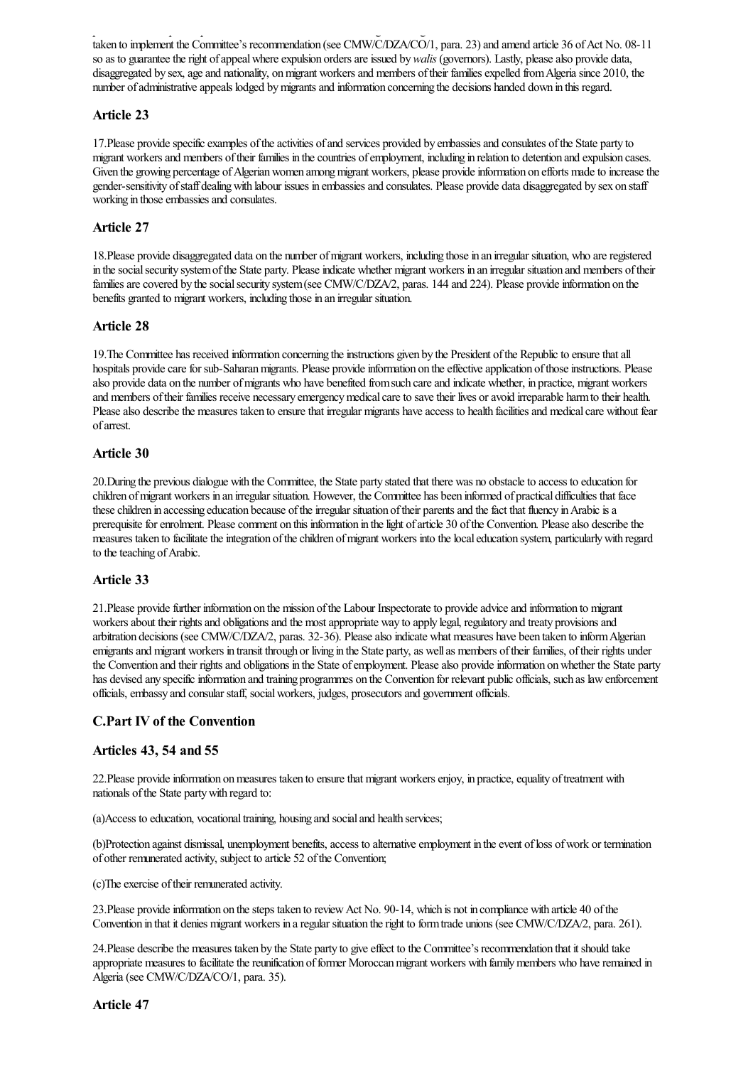taken to implement the Committee's recommendation (see CMW/C/DZA/CO/1, para. 23) and amend article 36 of Act No. 08-11 so as to guarantee the right of appeal where expulsion orders are issued by *walis* (governors). Lastly, please also provide data, disaggregated by sex, age and nationality, on migrant workers and members of their families expelled from Algeria since 2010, the number of administrative appeals lodged by migrants and information concerning the decisions handed down in this regard.

### Article 23

17.Please provide specific examples of the activities of and services provided by embassies and consulates of the State party to migrant workers and members of their families in the countries of employment, including in relation to detention and expulsion cases. Given the growing percentage of Algerian women among migrant workers, please provide information on efforts made to increase the gender-sensitivity of staff dealing with labour issues in embassies and consulates. Please provide data disaggregated by sex on staff working in those embassies and consulates.

### Article 27

18.Please provide disaggregated data on the number of migrant workers, including those in an irregular situation, who are registered in the social security system of the State party. Please indicate whether migrant workers in an irregular situation and members of their families are covered by the social security system (see CMW/C/DZA/2, paras. 144 and 224). Please provide information on the benefits granted to migrant workers, including those in an irregular situation.

### Article 28

19.The Committee has received information concerning the instructions given by the President of the Republic to ensure that all hospitals provide care for sub-Saharan migrants. Please provide information on the effective application of those instructions. Please also provide data on the number of migrants who have benefited from such care and indicate whether, in practice, migrant workers and members of their families receive necessary emergency medical care to save their lives or avoid irreparable harm to their health. Please also describe the measures taken to ensure that irregular migrants have access to health facilities and medical care without fear of arrest.

### Article 30

20.During the previous dialogue with the Committee, the State party stated that there was no obstacle to access to education for children of migrant workers in an irregular situation. However, the Committee has been informed of practical difficulties that face these children in accessing education because of the irregular situation of their parents and the fact that fluency in Arabic is a prerequisite for enrolment. Please comment on this information in the light of article 30 of the Convention. Please also describe the measures taken to facilitate the integration of the children of migrant workers into the local education system, particularly with regard to the teaching of Arabic.

### Article 33

21.Please provide further information on the mission of the Labour Inspectorate to provide advice and information to migrant workers about their rights and obligations and the most appropriate way to apply legal, regulatory and treaty provisions and arbitration decisions (see CMW/C/DZA/2, paras. 32-36). Please also indicate what measures have been taken to inform Algerian emigrants and migrant workers in transit through or living in the State party, as well as members of their families, of their rights under the Convention and their rights and obligations in the State of employment. Please also provide information on whether the State party has devised any specific information and training programmes on the Convention for relevant public officials, such as law enforcement officials, embassy and consular staff, social workers, judges, prosecutors and government officials.

## C.Part IV of the Convention

### Articles 43, 54 and 55

22.Please provide information on measures taken to ensure that migrant workers enjoy, in practice, equality of treatment with nationals of the State party with regard to:

(a)Access to education, vocational training, housing and social and health services;

(b)Protection against dismissal, unemployment benefits, access to alternative employment in the event of loss of work or termination of other remunerated activity, subject to article 52 of the Convention;

(c)The exercise of their remunerated activity.

23.Please provide information on the steps taken to review Act No. 90-14, which is not in compliance with article 40 of the Convention in that it denies migrant workers in a regular situation the right to form trade unions (see CMW/C/DZA/2, para. 261).

24.Please describe the measures taken by the State party to give effect to the Committee's recommendation that it should take appropriate measures to facilitate the reunification of former Moroccan migrant workers with family members who have remained in Algeria (see CMW/C/DZA/CO/1, para. 35).

### Article 47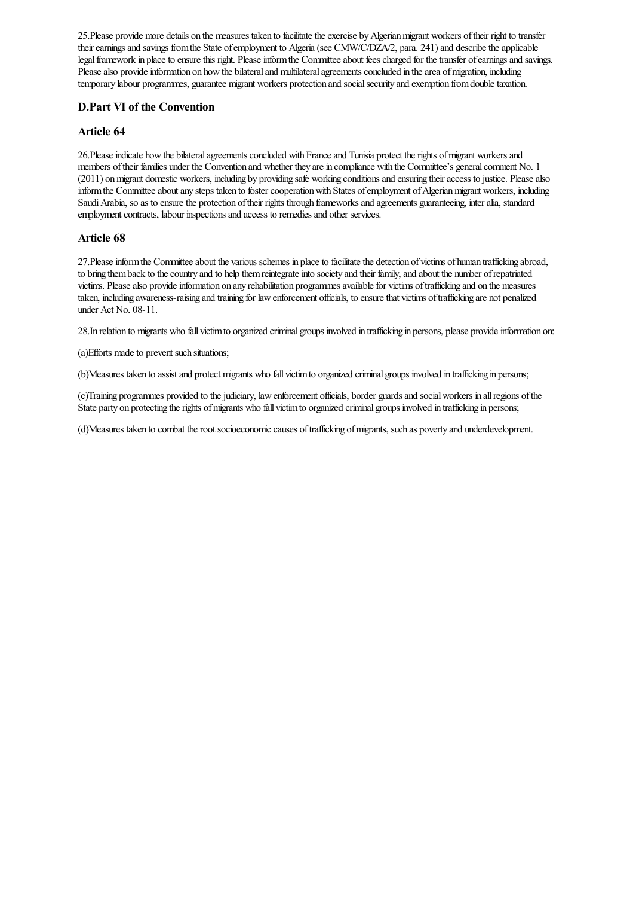25.Please provide more details on the measures taken to facilitate the exercise by Algerian migrant workers of their right to transfer their earnings and savings from the State of employment to Algeria (see CMW/C/DZA/2, para. 241) and describe the applicable legal framework in place to ensure this right. Please inform the Committee about fees charged for the transfer of earnings and savings. Please also provide information on how the bilateral and multilateral agreements concluded in the area of migration, including temporary labour programmes, guarantee migrant workers protection and social security and exemption from double taxation.

## D.Part VI of the Convention

### Article 64

26.Please indicate how the bilateral agreements concluded with France and Tunisia protect the rights of migrant workers and members of their families under the Convention and whether they are in compliance with the Committee's general comment No. 1 (2011) on migrant domestic workers, including by providing safe working conditions and ensuring their access to justice. Please also inform the Committee about any steps taken to foster cooperation with States of employment of Algerian migrant workers, including Saudi Arabia, so as to ensure the protection of their rights through frameworks and agreements guaranteeing, inter alia, standard employment contracts, labour inspections and access to remedies and other services.

### Article 68

27.Please inform the Committee about the various schemes in place to facilitate the detection of victims of human trafficking abroad, to bring them back to the country and to help them reintegrate into society and their family, and about the number of repatriated victims. Please also provide information on any rehabilitation programmes available for victims of trafficking and on the measures taken, including awareness-raising and training for law enforcement officials, to ensure that victims of trafficking are not penalized under Act No. 08-11.

28.In relation to migrants who fall victim to organized criminal groups involved in trafficking in persons, please provide information on:

(a)Efforts made to prevent such situations;

(b)Measures taken to assist and protect migrants who fall victim to organized criminal groups involved in trafficking in persons;

(c)Training programmes provided to the judiciary, law enforcement officials, border guards and social workers in all regions of the State party on protecting the rights of migrants who fall victim to organized criminal groups involved in trafficking in persons;

(d)Measures taken to combat the root socioeconomic causes of trafficking of migrants, such as poverty and underdevelopment.